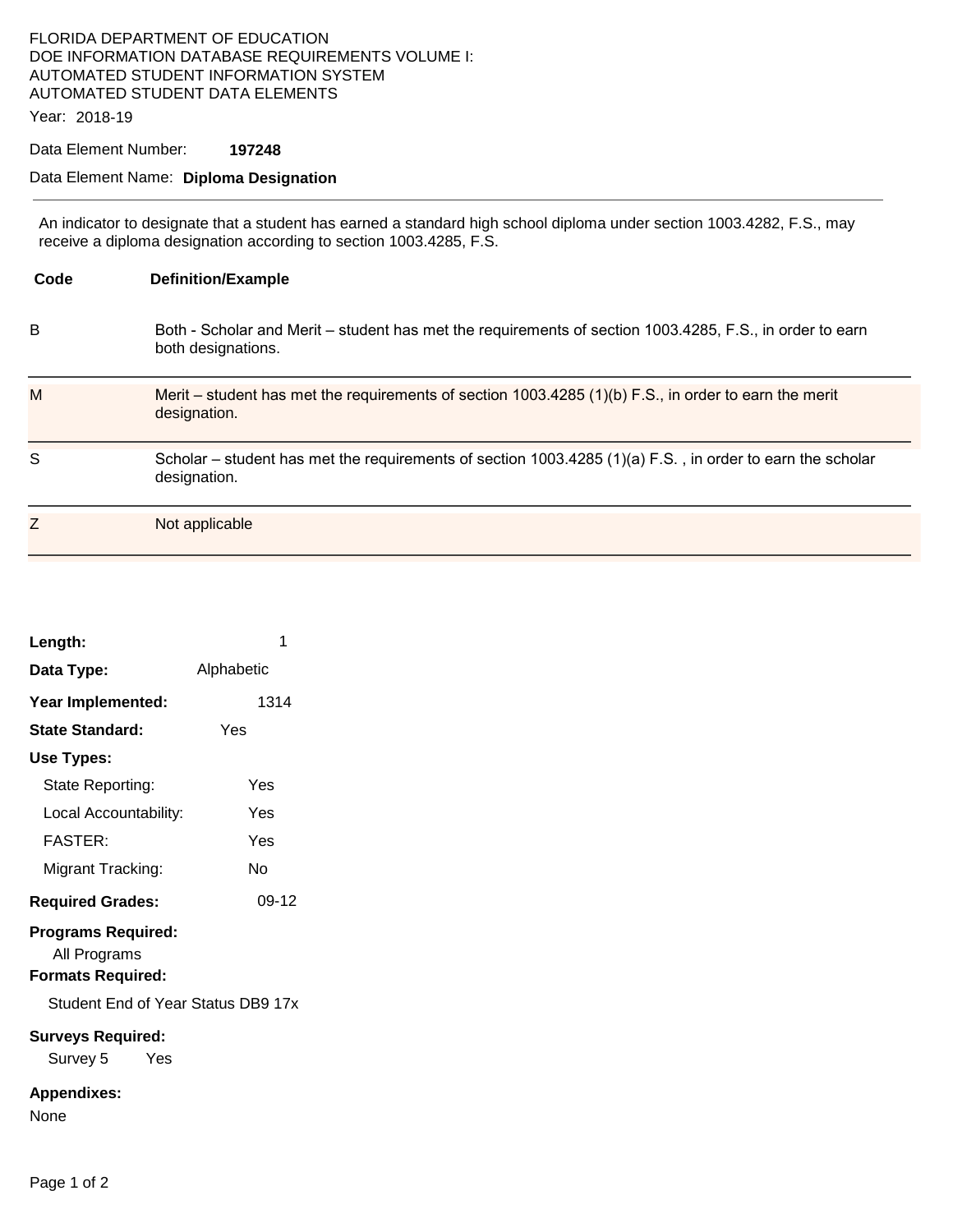FLORIDA DEPARTMENT OF EDUCATION
DOE INFORMATION DATABASE REQUIREMENTS VOLUME I:
AUTOMATED STUDENT INFORMATION SYSTEM
AUTOMATED STUDENT DATA ELEMENTS

Year: 2018-19

Data Element Number: **197248**

Data Element Name: **Diploma Designation**

---

An indicator to designate that a student has earned a standard high school diploma under section 1003.4282, F.S., may receive a diploma designation according to section 1003.4285, F.S.

| Code | Definition/Example |
|---|---|
| B | Both - Scholar and Merit – student has met the requirements of section 1003.4285, F.S., in order to earn both designations. |
| M | Merit – student has met the requirements of section 1003.4285 (1)(b) F.S., in order to earn the merit designation. |
| S | Scholar – student has met the requirements of section 1003.4285 (1)(a) F.S. , in order to earn the scholar designation. |
| Z | Not applicable |

**Length:** 1

**Data Type:** Alphabetic

**Year Implemented:** 1314

**State Standard:** Yes

**Use Types:**

- State Reporting: Yes
- Local Accountability: Yes
- FASTER: Yes
- Migrant Tracking: No

**Required Grades:** 09-12

**Programs Required:**

All Programs

**Formats Required:**

Student End of Year Status DB9 17x

**Surveys Required:**

Survey 5 Yes

**Appendixes:**

None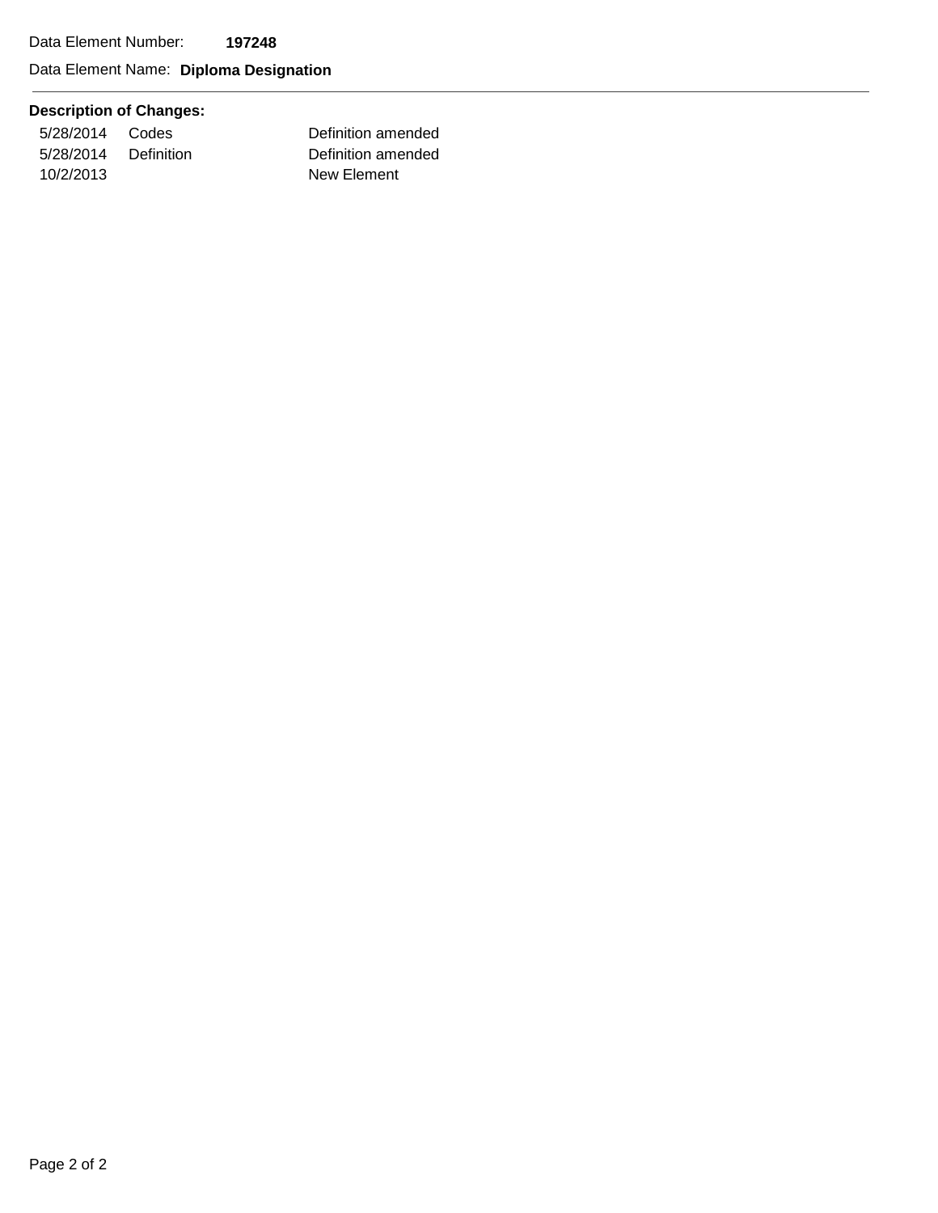Data Element Number: **197248**

Data Element Name: **Diploma Designation**

---

**Description of Changes:**

| | | |
|---|---|---|
| 5/28/2014 | Codes | Definition amended |
| 5/28/2014 | Definition | Definition amended |
| 10/2/2013 | | New Element |